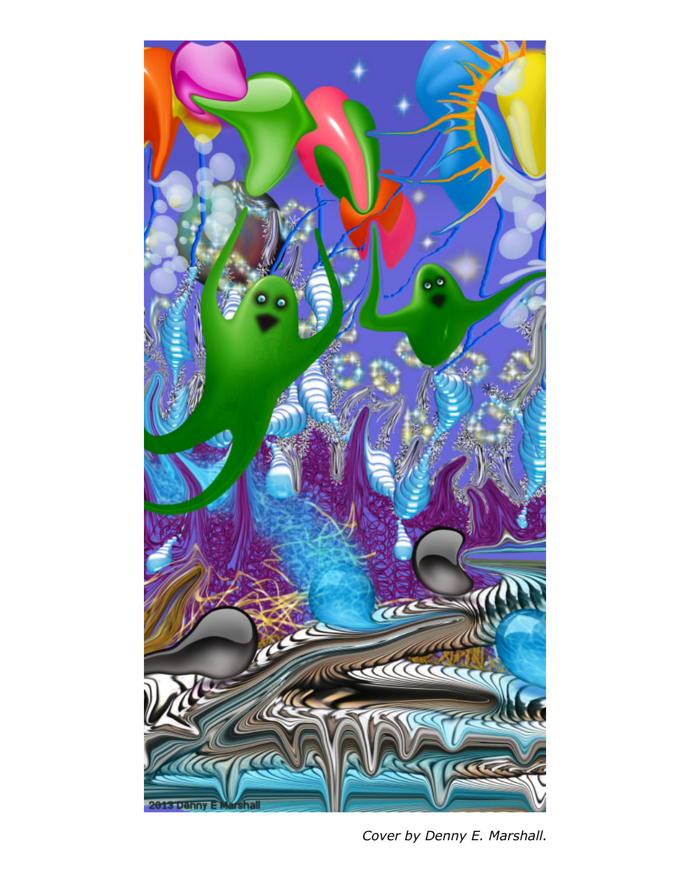*Cover by Denny E. Marshall.*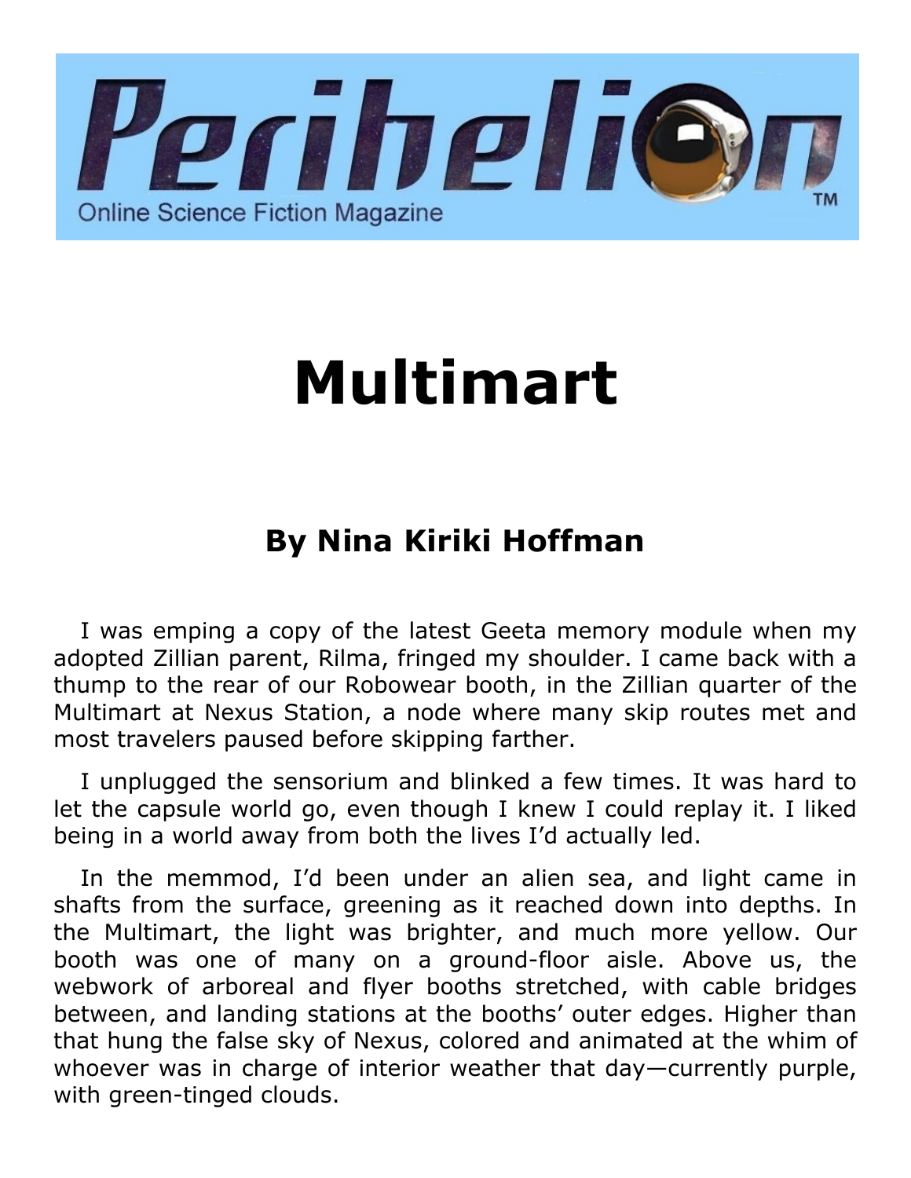# Multimart

## By Nina Kiriki Hoffman

I was emping a copy of the latest Geeta memory module when my adopted Zillian parent, Rilma, fringed my shoulder. I came back with a thump to the rear of our Robowear booth, in the Zillian quarter of the Multimart at Nexus Station, a node where many skip routes met and most travelers paused before skipping farther.

I unplugged the sensorium and blinked a few times. It was hard to let the capsule world go, even though I knew I could replay it. I liked being in a world away from both the lives I'd actually led.

In the memmod, I'd been under an alien sea, and light came in shafts from the surface, greening as it reached down into depths. In the Multimart, the light was brighter, and much more yellow. Our booth was one of many on a ground-floor aisle. Above us, the webwork of arboreal and flyer booths stretched, with cable bridges between, and landing stations at the booths' outer edges. Higher than that hung the false sky of Nexus, colored and animated at the whim of whoever was in charge of interior weather that day—currently purple, with green-tinged clouds.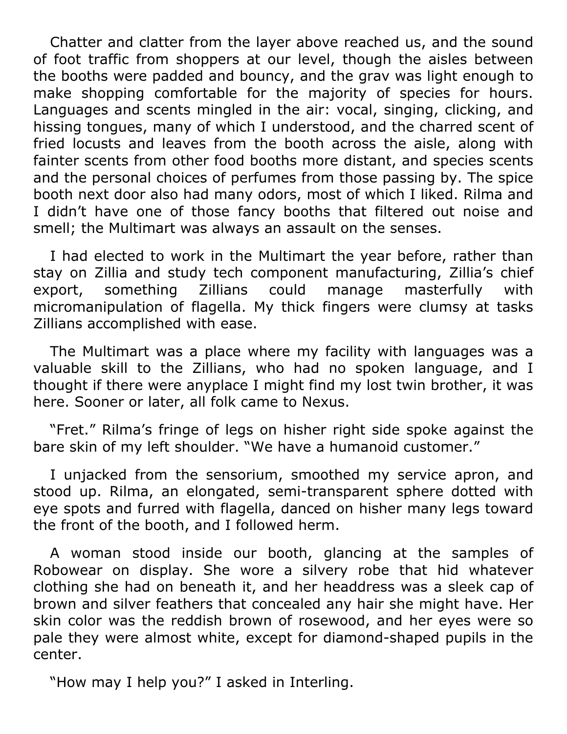Chatter and clatter from the layer above reached us, and the sound of foot traffic from shoppers at our level, though the aisles between the booths were padded and bouncy, and the grav was light enough to make shopping comfortable for the majority of species for hours. Languages and scents mingled in the air: vocal, singing, clicking, and hissing tongues, many of which I understood, and the charred scent of fried locusts and leaves from the booth across the aisle, along with fainter scents from other food booths more distant, and species scents and the personal choices of perfumes from those passing by. The spice booth next door also had many odors, most of which I liked. Rilma and I didn't have one of those fancy booths that filtered out noise and smell; the Multimart was always an assault on the senses.

I had elected to work in the Multimart the year before, rather than stay on Zillia and study tech component manufacturing, Zillia's chief export, something Zillians could manage masterfully with micromanipulation of flagella. My thick fingers were clumsy at tasks Zillians accomplished with ease.

The Multimart was a place where my facility with languages was a valuable skill to the Zillians, who had no spoken language, and I thought if there were anyplace I might find my lost twin brother, it was here. Sooner or later, all folk came to Nexus.

"Fret." Rilma's fringe of legs on hisher right side spoke against the bare skin of my left shoulder. "We have a humanoid customer."

I unjacked from the sensorium, smoothed my service apron, and stood up. Rilma, an elongated, semi-transparent sphere dotted with eye spots and furred with flagella, danced on hisher many legs toward the front of the booth, and I followed herm.

A woman stood inside our booth, glancing at the samples of Robowear on display. She wore a silvery robe that hid whatever clothing she had on beneath it, and her headdress was a sleek cap of brown and silver feathers that concealed any hair she might have. Her skin color was the reddish brown of rosewood, and her eyes were so pale they were almost white, except for diamond-shaped pupils in the center.

"How may I help you?" I asked in Interling.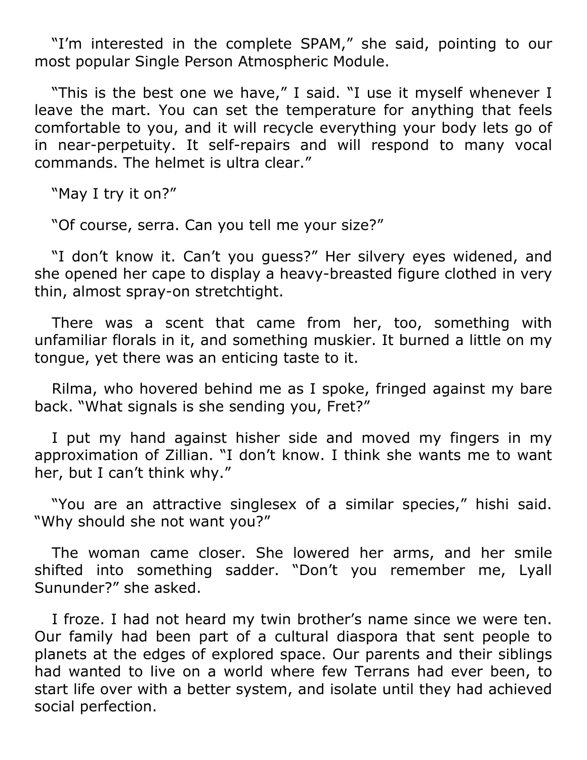"I'm interested in the complete SPAM," she said, pointing to our most popular Single Person Atmospheric Module.

"This is the best one we have," I said. "I use it myself whenever I leave the mart. You can set the temperature for anything that feels comfortable to you, and it will recycle everything your body lets go of in near-perpetuity. It self-repairs and will respond to many vocal commands. The helmet is ultra clear."

"May I try it on?"

"Of course, serra. Can you tell me your size?"

"I don't know it. Can't you guess?" Her silvery eyes widened, and she opened her cape to display a heavy-breasted figure clothed in very thin, almost spray-on stretchtight.

There was a scent that came from her, too, something with unfamiliar florals in it, and something muskier. It burned a little on my tongue, yet there was an enticing taste to it.

Rilma, who hovered behind me as I spoke, fringed against my bare back. "What signals is she sending you, Fret?"

I put my hand against hisher side and moved my fingers in my approximation of Zillian. "I don't know. I think she wants me to want her, but I can't think why."

"You are an attractive singlesex of a similar species," hishi said. "Why should she not want you?"

The woman came closer. She lowered her arms, and her smile shifted into something sadder. "Don't you remember me, Lyall Sununder?" she asked.

I froze. I had not heard my twin brother's name since we were ten. Our family had been part of a cultural diaspora that sent people to planets at the edges of explored space. Our parents and their siblings had wanted to live on a world where few Terrans had ever been, to start life over with a better system, and isolate until they had achieved social perfection.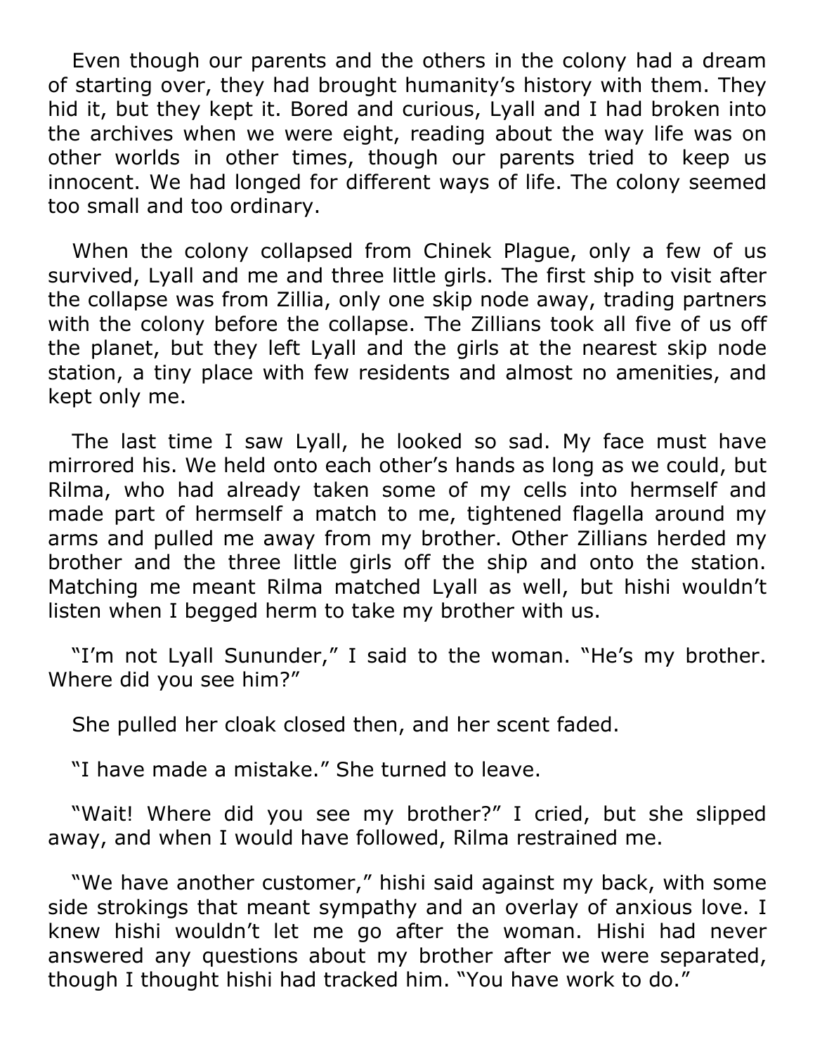Even though our parents and the others in the colony had a dream of starting over, they had brought humanity's history with them. They hid it, but they kept it. Bored and curious, Lyall and I had broken into the archives when we were eight, reading about the way life was on other worlds in other times, though our parents tried to keep us innocent. We had longed for different ways of life. The colony seemed too small and too ordinary.

When the colony collapsed from Chinek Plague, only a few of us survived, Lyall and me and three little girls. The first ship to visit after the collapse was from Zillia, only one skip node away, trading partners with the colony before the collapse. The Zillians took all five of us off the planet, but they left Lyall and the girls at the nearest skip node station, a tiny place with few residents and almost no amenities, and kept only me.

The last time I saw Lyall, he looked so sad. My face must have mirrored his. We held onto each other's hands as long as we could, but Rilma, who had already taken some of my cells into hermself and made part of hermself a match to me, tightened flagella around my arms and pulled me away from my brother. Other Zillians herded my brother and the three little girls off the ship and onto the station. Matching me meant Rilma matched Lyall as well, but hishi wouldn't listen when I begged herm to take my brother with us.

"I'm not Lyall Sunundér," I said to the woman. "He's my brother. Where did you see him?"

She pulled her cloak closed then, and her scent faded.

"I have made a mistake." She turned to leave.

"Wait! Where did you see my brother?" I cried, but she slipped away, and when I would have followed, Rilma restrained me.

"We have another customer," hishi said against my back, with some side strokings that meant sympathy and an overlay of anxious love. I knew hishi wouldn't let me go after the woman. Hishi had never answered any questions about my brother after we were separated, though I thought hishi had tracked him. "You have work to do."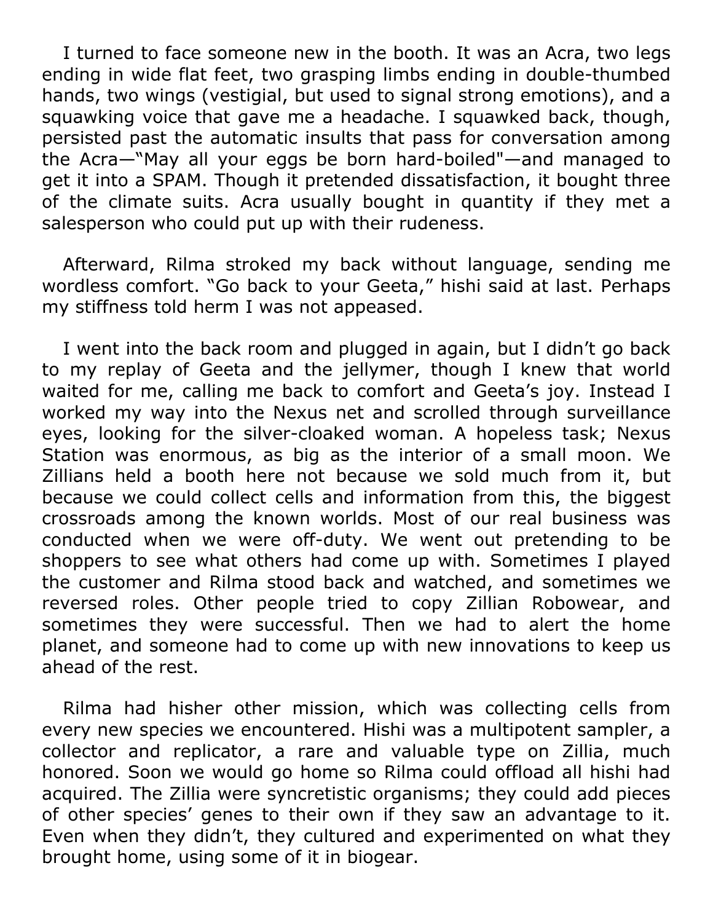I turned to face someone new in the booth. It was an Acra, two legs ending in wide flat feet, two grasping limbs ending in double-thumbed hands, two wings (vestigial, but used to signal strong emotions), and a squawking voice that gave me a headache. I squawked back, though, persisted past the automatic insults that pass for conversation among the Acra—"May all your eggs be born hard-boiled"—and managed to get it into a SPAM. Though it pretended dissatisfaction, it bought three of the climate suits. Acra usually bought in quantity if they met a salesperson who could put up with their rudeness.

Afterward, Rilma stroked my back without language, sending me wordless comfort. "Go back to your Geeta," hishi said at last. Perhaps my stiffness told herm I was not appeased.

I went into the back room and plugged in again, but I didn't go back to my replay of Geeta and the jellymer, though I knew that world waited for me, calling me back to comfort and Geeta's joy. Instead I worked my way into the Nexus net and scrolled through surveillance eyes, looking for the silver-cloaked woman. A hopeless task; Nexus Station was enormous, as big as the interior of a small moon. We Zillians held a booth here not because we sold much from it, but because we could collect cells and information from this, the biggest crossroads among the known worlds. Most of our real business was conducted when we were off-duty. We went out pretending to be shoppers to see what others had come up with. Sometimes I played the customer and Rilma stood back and watched, and sometimes we reversed roles. Other people tried to copy Zillian Robowear, and sometimes they were successful. Then we had to alert the home planet, and someone had to come up with new innovations to keep us ahead of the rest.

Rilma had hisher other mission, which was collecting cells from every new species we encountered. Hishi was a multipotent sampler, a collector and replicator, a rare and valuable type on Zillia, much honored. Soon we would go home so Rilma could offload all hishi had acquired. The Zillia were syncretistic organisms; they could add pieces of other species' genes to their own if they saw an advantage to it. Even when they didn't, they cultured and experimented on what they brought home, using some of it in biogear.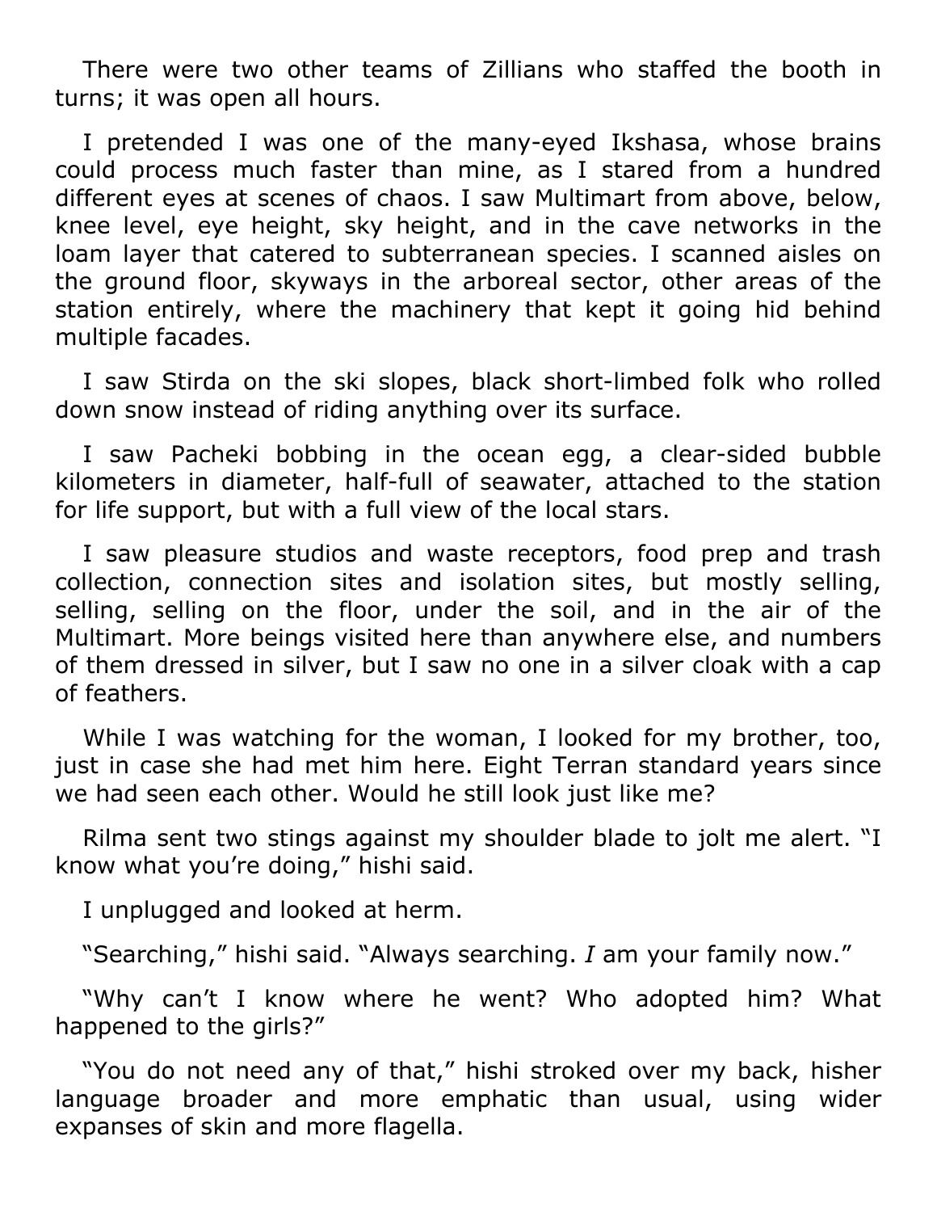There were two other teams of Zillians who staffed the booth in turns; it was open all hours.

I pretended I was one of the many-eyed Ikshasa, whose brains could process much faster than mine, as I stared from a hundred different eyes at scenes of chaos. I saw Multimart from above, below, knee level, eye height, sky height, and in the cave networks in the loam layer that catered to subterranean species. I scanned aisles on the ground floor, skyways in the arboreal sector, other areas of the station entirely, where the machinery that kept it going hid behind multiple facades.

I saw Stirda on the ski slopes, black short-limbed folk who rolled down snow instead of riding anything over its surface.

I saw Pacheki bobbing in the ocean egg, a clear-sided bubble kilometers in diameter, half-full of seawater, attached to the station for life support, but with a full view of the local stars.

I saw pleasure studios and waste receptors, food prep and trash collection, connection sites and isolation sites, but mostly selling, selling, selling on the floor, under the soil, and in the air of the Multimart. More beings visited here than anywhere else, and numbers of them dressed in silver, but I saw no one in a silver cloak with a cap of feathers.

While I was watching for the woman, I looked for my brother, too, just in case she had met him here. Eight Terran standard years since we had seen each other. Would he still look just like me?

Rilma sent two stings against my shoulder blade to jolt me alert. "I know what you're doing," hishi said.

I unplugged and looked at herm.

"Searching," hishi said. "Always searching. *I* am your family now."

"Why can't I know where he went? Who adopted him? What happened to the girls?"

"You do not need any of that," hishi stroked over my back, hisher language broader and more emphatic than usual, using wider expanses of skin and more flagella.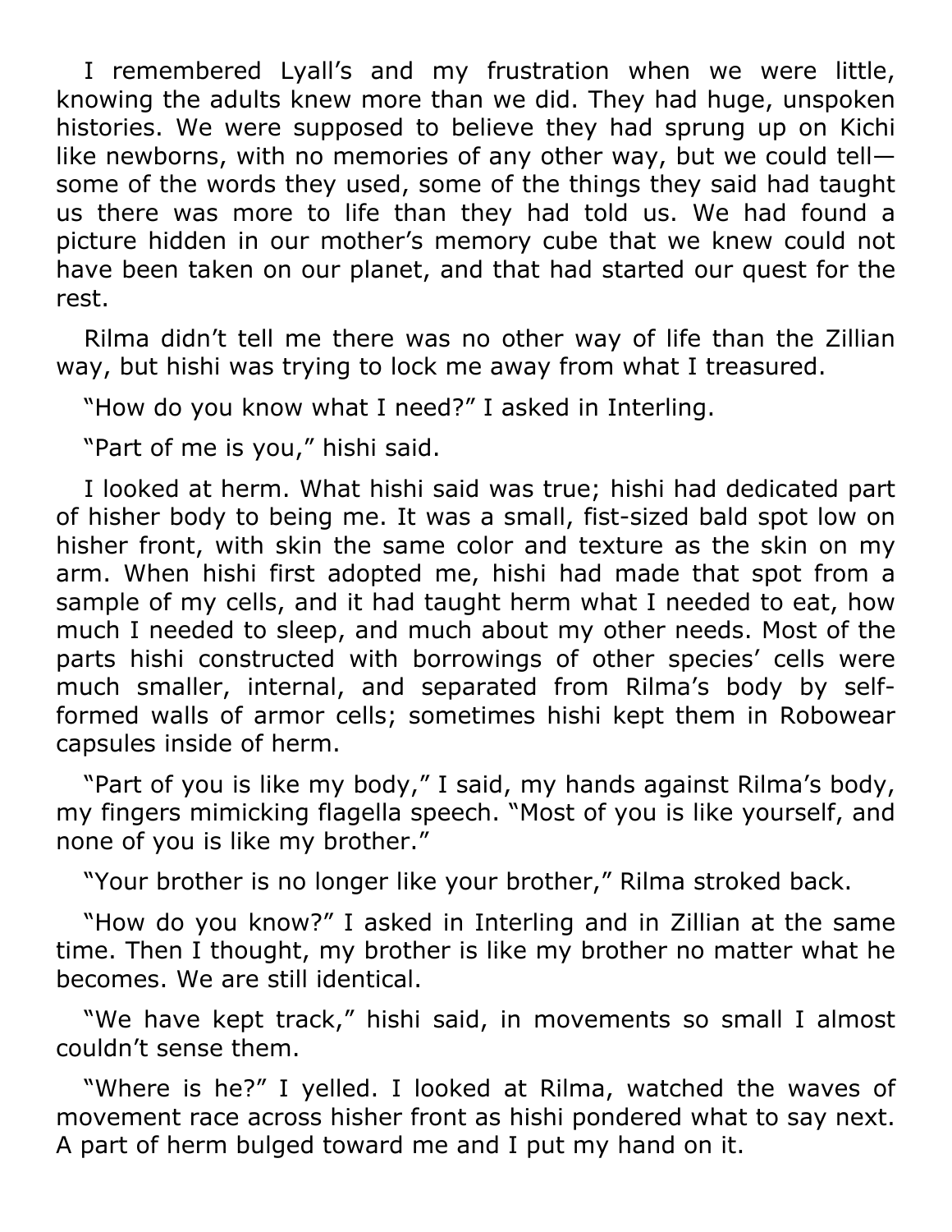I remembered Lyall's and my frustration when we were little, knowing the adults knew more than we did. They had huge, unspoken histories. We were supposed to believe they had sprung up on Kichi like newborns, with no memories of any other way, but we could tell—some of the words they used, some of the things they said had taught us there was more to life than they had told us. We had found a picture hidden in our mother's memory cube that we knew could not have been taken on our planet, and that had started our quest for the rest.

Rilma didn't tell me there was no other way of life than the Zillian way, but hishi was trying to lock me away from what I treasured.

"How do you know what I need?" I asked in Interling.

"Part of me is you," hishi said.

I looked at herm. What hishi said was true; hishi had dedicated part of hisher body to being me. It was a small, fist-sized bald spot low on hisher front, with skin the same color and texture as the skin on my arm. When hishi first adopted me, hishi had made that spot from a sample of my cells, and it had taught herm what I needed to eat, how much I needed to sleep, and much about my other needs. Most of the parts hishi constructed with borrowings of other species' cells were much smaller, internal, and separated from Rilma's body by self-formed walls of armor cells; sometimes hishi kept them in Robowear capsules inside of herm.

"Part of you is like my body," I said, my hands against Rilma's body, my fingers mimicking flagella speech. "Most of you is like yourself, and none of you is like my brother."

"Your brother is no longer like your brother," Rilma stroked back.

"How do you know?" I asked in Interling and in Zillian at the same time. Then I thought, my brother is like my brother no matter what he becomes. We are still identical.

"We have kept track," hishi said, in movements so small I almost couldn't sense them.

"Where is he?" I yelled. I looked at Rilma, watched the waves of movement race across hisher front as hishi pondered what to say next. A part of herm bulged toward me and I put my hand on it.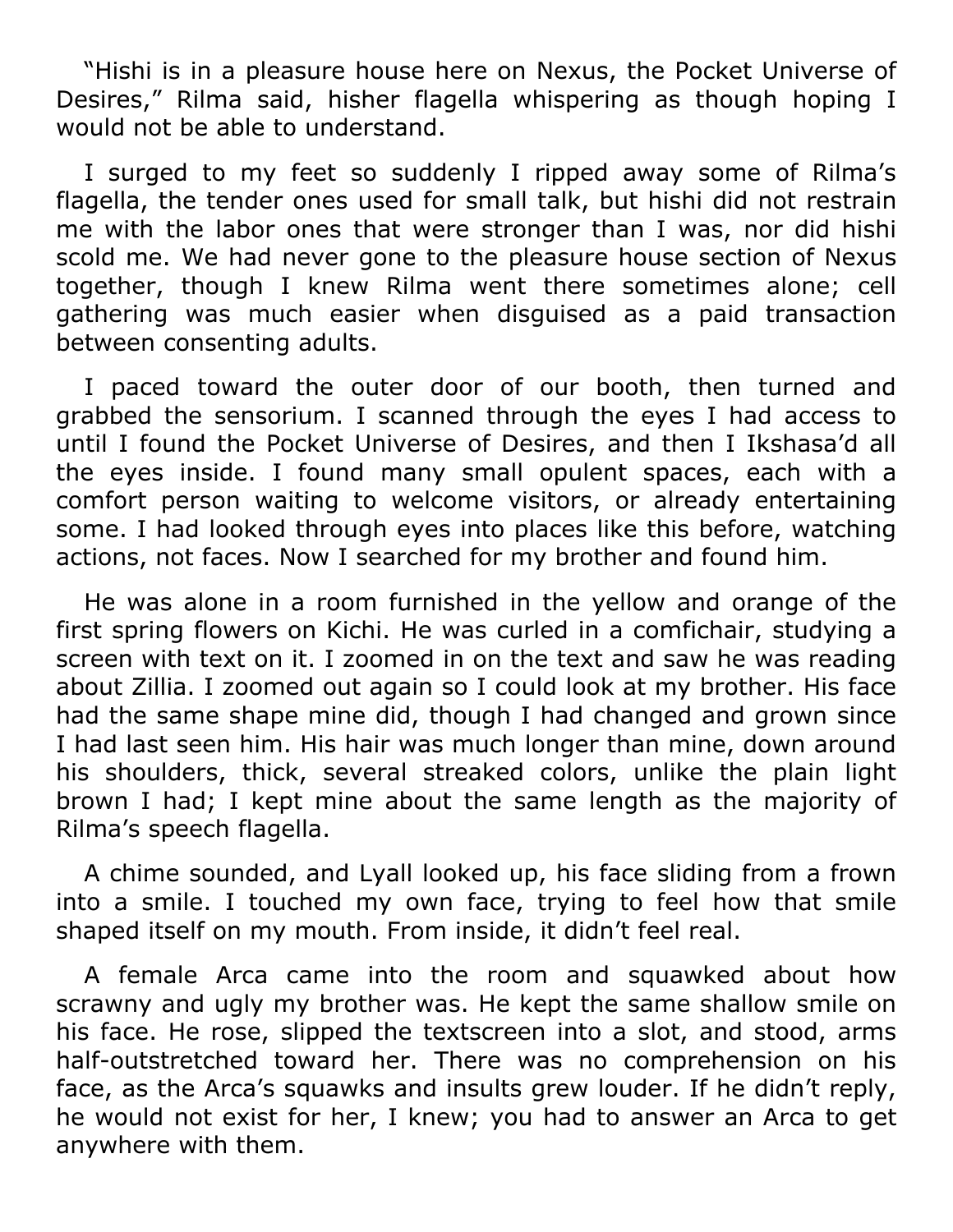“Hishi is in a pleasure house here on Nexus, the Pocket Universe of Desires,” Rilma said, hisher flagella whispering as though hoping I would not be able to understand.

I surged to my feet so suddenly I ripped away some of Rilma’s flagella, the tender ones used for small talk, but hishi did not restrain me with the labor ones that were stronger than I was, nor did hishi scold me. We had never gone to the pleasure house section of Nexus together, though I knew Rilma went there sometimes alone; cell gathering was much easier when disguised as a paid transaction between consenting adults.

I paced toward the outer door of our booth, then turned and grabbed the sensorium. I scanned through the eyes I had access to until I found the Pocket Universe of Desires, and then I Ikshasa’d all the eyes inside. I found many small opulent spaces, each with a comfort person waiting to welcome visitors, or already entertaining some. I had looked through eyes into places like this before, watching actions, not faces. Now I searched for my brother and found him.

He was alone in a room furnished in the yellow and orange of the first spring flowers on Kichi. He was curled in a comfichair, studying a screen with text on it. I zoomed in on the text and saw he was reading about Zillia. I zoomed out again so I could look at my brother. His face had the same shape mine did, though I had changed and grown since I had last seen him. His hair was much longer than mine, down around his shoulders, thick, several streaked colors, unlike the plain light brown I had; I kept mine about the same length as the majority of Rilma’s speech flagella.

A chime sounded, and Lyall looked up, his face sliding from a frown into a smile. I touched my own face, trying to feel how that smile shaped itself on my mouth. From inside, it didn’t feel real.

A female Arca came into the room and squawked about how scrawny and ugly my brother was. He kept the same shallow smile on his face. He rose, slipped the textscreen into a slot, and stood, arms half-outstretched toward her. There was no comprehension on his face, as the Arca’s squawks and insults grew louder. If he didn’t reply, he would not exist for her, I knew; you had to answer an Arca to get anywhere with them.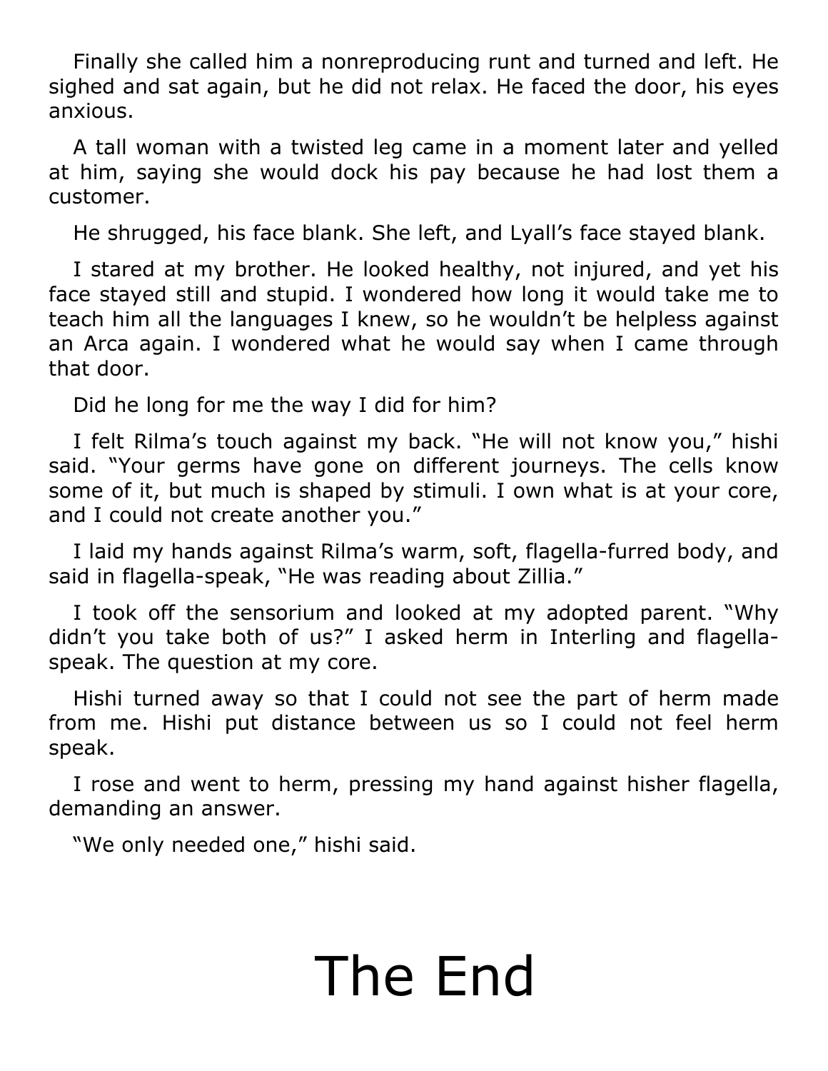Finally she called him a nonreproducing runt and turned and left. He sighed and sat again, but he did not relax. He faced the door, his eyes anxious.

A tall woman with a twisted leg came in a moment later and yelled at him, saying she would dock his pay because he had lost them a customer.

He shrugged, his face blank. She left, and Lyall's face stayed blank.

I stared at my brother. He looked healthy, not injured, and yet his face stayed still and stupid. I wondered how long it would take me to teach him all the languages I knew, so he wouldn't be helpless against an Arca again. I wondered what he would say when I came through that door.

Did he long for me the way I did for him?

I felt Rilma's touch against my back. "He will not know you," hishi said. "Your germs have gone on different journeys. The cells know some of it, but much is shaped by stimuli. I own what is at your core, and I could not create another you."

I laid my hands against Rilma's warm, soft, flagella-furred body, and said in flagella-speak, "He was reading about Zillia."

I took off the sensorium and looked at my adopted parent. "Why didn't you take both of us?" I asked herm in Interling and flagella-speak. The question at my core.

Hishi turned away so that I could not see the part of herm made from me. Hishi put distance between us so I could not feel herm speak.

I rose and went to herm, pressing my hand against hisher flagella, demanding an answer.

"We only needed one," hishi said.

# The End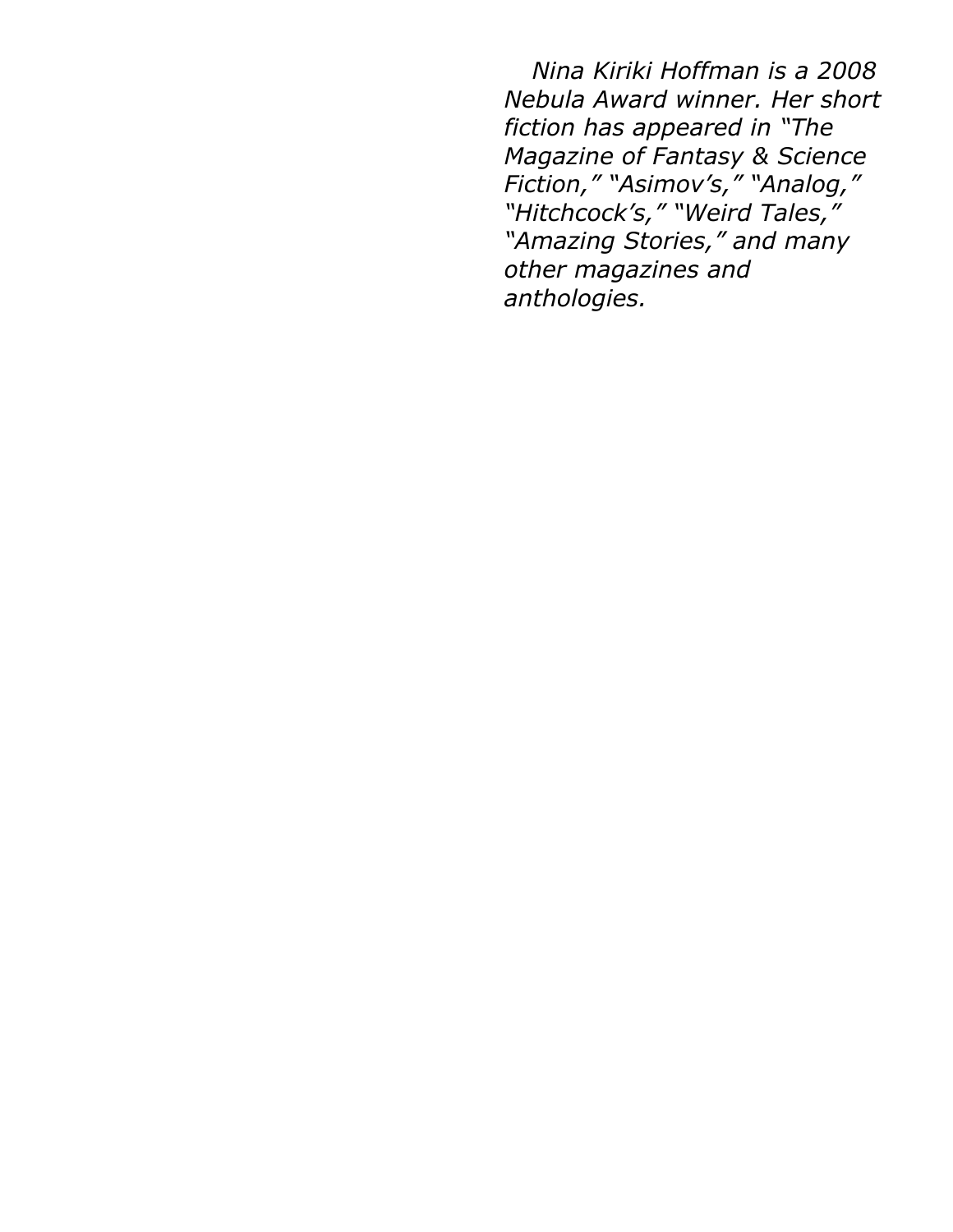*Nina Kiriki Hoffman is a 2008 Nebula Award winner. Her short fiction has appeared in "The Magazine of Fantasy & Science Fiction," "Asimov's," "Analog," "Hitchcock's," "Weird Tales," "Amazing Stories," and many other magazines and anthologies.*